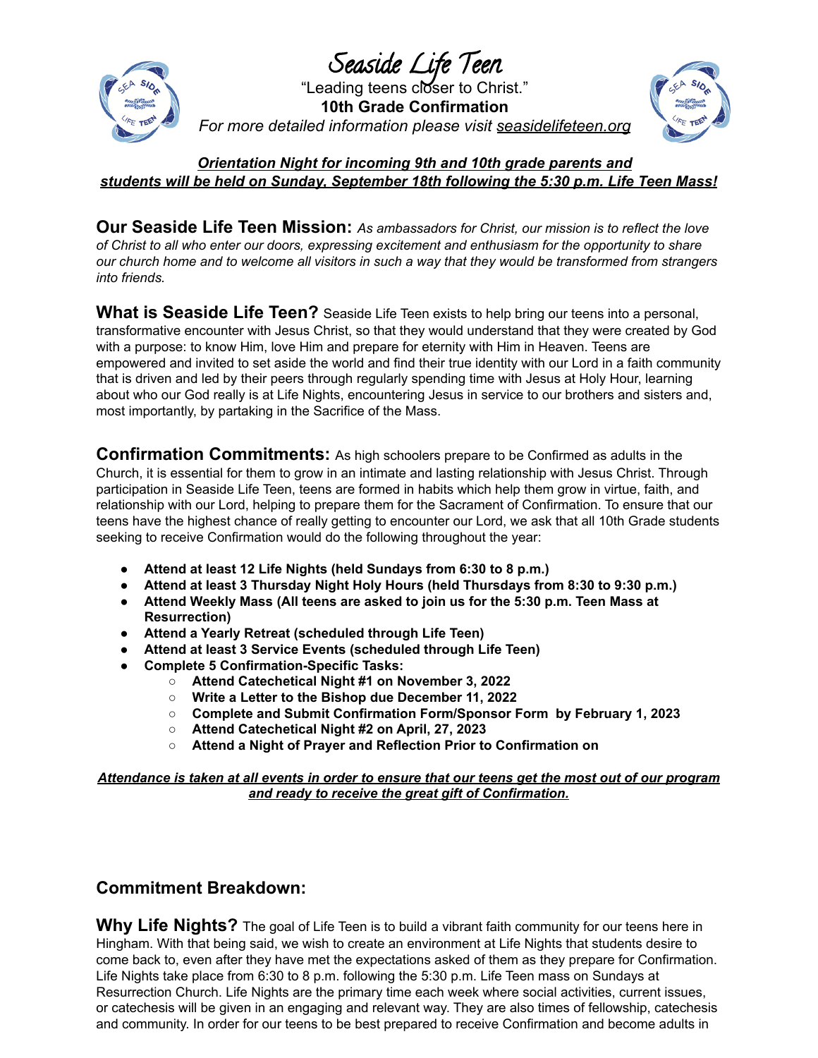# Seaside Life Teen

"Leading teens closer to Christ."

**10th Grade Confirmation**

*For more detailed information please visit seasidelifeteen.org*

***Orientation Night for incoming 9th and 10th grade parents and students will be held on Sunday, September 18th following the 5:30 p.m. Life Teen Mass!***

**Our Seaside Life Teen Mission:** *As ambassadors for Christ, our mission is to reflect the love of Christ to all who enter our doors, expressing excitement and enthusiasm for the opportunity to share our church home and to welcome all visitors in such a way that they would be transformed from strangers into friends.*

**What is Seaside Life Teen?** Seaside Life Teen exists to help bring our teens into a personal, transformative encounter with Jesus Christ, so that they would understand that they were created by God with a purpose: to know Him, love Him and prepare for eternity with Him in Heaven. Teens are empowered and invited to set aside the world and find their true identity with our Lord in a faith community that is driven and led by their peers through regularly spending time with Jesus at Holy Hour, learning about who our God really is at Life Nights, encountering Jesus in service to our brothers and sisters and, most importantly, by partaking in the Sacrifice of the Mass.

**Confirmation Commitments:** As high schoolers prepare to be Confirmed as adults in the Church, it is essential for them to grow in an intimate and lasting relationship with Jesus Christ. Through participation in Seaside Life Teen, teens are formed in habits which help them grow in virtue, faith, and relationship with our Lord, helping to prepare them for the Sacrament of Confirmation. To ensure that our teens have the highest chance of really getting to encounter our Lord, we ask that all 10th Grade students seeking to receive Confirmation would do the following throughout the year:

- **Attend at least 12 Life Nights (held Sundays from 6:30 to 8 p.m.)**
- **Attend at least 3 Thursday Night Holy Hours (held Thursdays from 8:30 to 9:30 p.m.)**
- **Attend Weekly Mass (All teens are asked to join us for the 5:30 p.m. Teen Mass at Resurrection)**
- **Attend a Yearly Retreat (scheduled through Life Teen)**
- **Attend at least 3 Service Events (scheduled through Life Teen)**
- **Complete 5 Confirmation-Specific Tasks:**
  - **Attend Catechetical Night #1 on November 3, 2022**
  - **Write a Letter to the Bishop due December 11, 2022**
  - **Complete and Submit Confirmation Form/Sponsor Form by February 1, 2023**
  - **Attend Catechetical Night #2 on April, 27, 2023**
  - **Attend a Night of Prayer and Reflection Prior to Confirmation on**

***Attendance is taken at all events in order to ensure that our teens get the most out of our program and ready to receive the great gift of Confirmation.***

## Commitment Breakdown:

**Why Life Nights?** The goal of Life Teen is to build a vibrant faith community for our teens here in Hingham. With that being said, we wish to create an environment at Life Nights that students desire to come back to, even after they have met the expectations asked of them as they prepare for Confirmation. Life Nights take place from 6:30 to 8 p.m. following the 5:30 p.m. Life Teen mass on Sundays at Resurrection Church. Life Nights are the primary time each week where social activities, current issues, or catechesis will be given in an engaging and relevant way. They are also times of fellowship, catechesis and community. In order for our teens to be best prepared to receive Confirmation and become adults in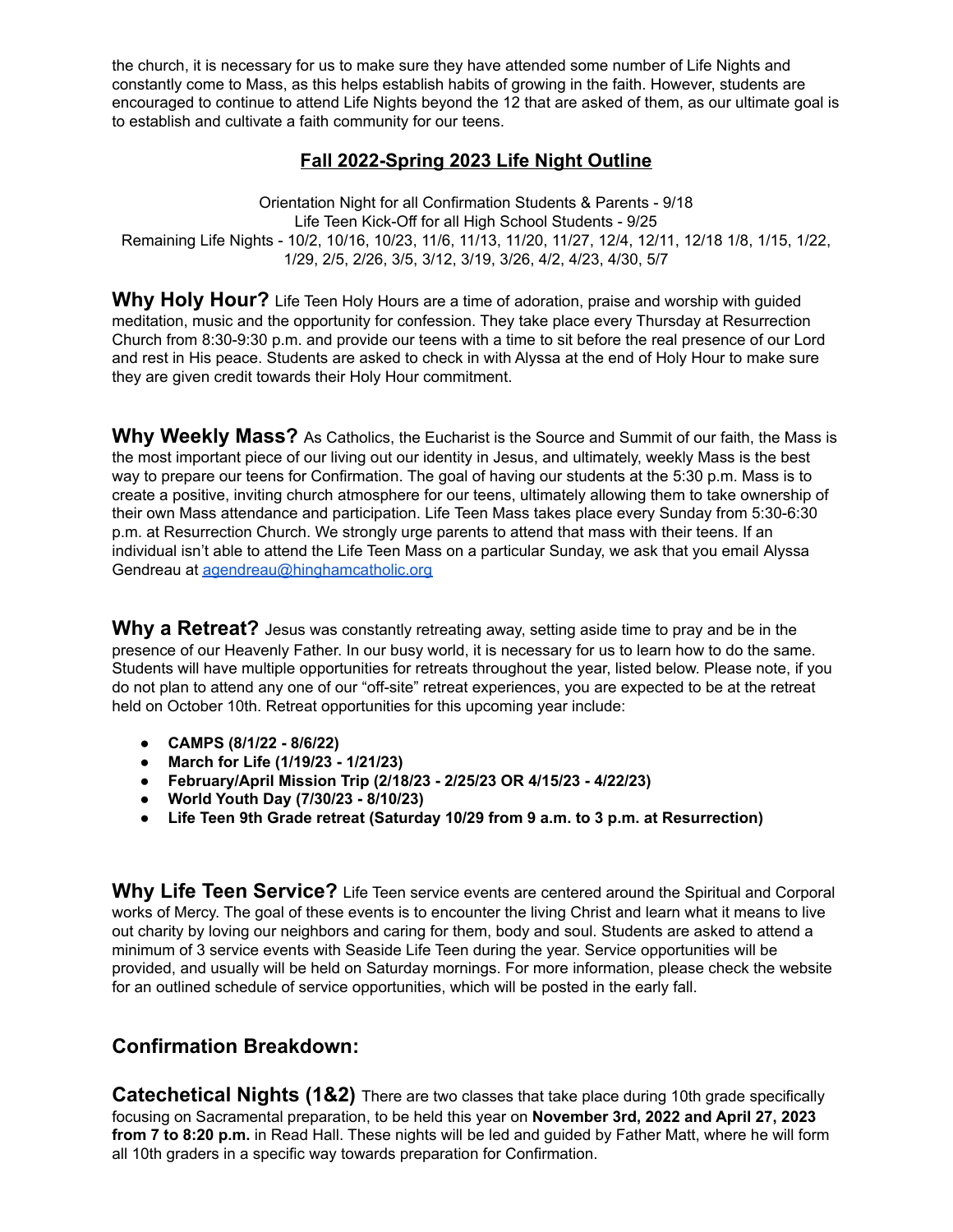the church, it is necessary for us to make sure they have attended some number of Life Nights and constantly come to Mass, as this helps establish habits of growing in the faith. However, students are encouraged to continue to attend Life Nights beyond the 12 that are asked of them, as our ultimate goal is to establish and cultivate a faith community for our teens.

## Fall 2022-Spring 2023 Life Night Outline

Orientation Night for all Confirmation Students & Parents - 9/18
Life Teen Kick-Off for all High School Students - 9/25
Remaining Life Nights - 10/2, 10/16, 10/23, 11/6, 11/13, 11/20, 11/27, 12/4, 12/11, 12/18 1/8, 1/15, 1/22, 1/29, 2/5, 2/26, 3/5, 3/12, 3/19, 3/26, 4/2, 4/23, 4/30, 5/7

**Why Holy Hour?** Life Teen Holy Hours are a time of adoration, praise and worship with guided meditation, music and the opportunity for confession. They take place every Thursday at Resurrection Church from 8:30-9:30 p.m. and provide our teens with a time to sit before the real presence of our Lord and rest in His peace. Students are asked to check in with Alyssa at the end of Holy Hour to make sure they are given credit towards their Holy Hour commitment.

**Why Weekly Mass?** As Catholics, the Eucharist is the Source and Summit of our faith, the Mass is the most important piece of our living out our identity in Jesus, and ultimately, weekly Mass is the best way to prepare our teens for Confirmation. The goal of having our students at the 5:30 p.m. Mass is to create a positive, inviting church atmosphere for our teens, ultimately allowing them to take ownership of their own Mass attendance and participation. Life Teen Mass takes place every Sunday from 5:30-6:30 p.m. at Resurrection Church. We strongly urge parents to attend that mass with their teens. If an individual isn't able to attend the Life Teen Mass on a particular Sunday, we ask that you email Alyssa Gendreau at agendreau@hinghamcatholic.org

**Why a Retreat?** Jesus was constantly retreating away, setting aside time to pray and be in the presence of our Heavenly Father. In our busy world, it is necessary for us to learn how to do the same. Students will have multiple opportunities for retreats throughout the year, listed below. Please note, if you do not plan to attend any one of our "off-site" retreat experiences, you are expected to be at the retreat held on October 10th. Retreat opportunities for this upcoming year include:

- **CAMPS (8/1/22 - 8/6/22)**
- **March for Life (1/19/23 - 1/21/23)**
- **February/April Mission Trip (2/18/23 - 2/25/23 OR 4/15/23 - 4/22/23)**
- **World Youth Day (7/30/23 - 8/10/23)**
- **Life Teen 9th Grade retreat (Saturday 10/29 from 9 a.m. to 3 p.m. at Resurrection)**

**Why Life Teen Service?** Life Teen service events are centered around the Spiritual and Corporal works of Mercy. The goal of these events is to encounter the living Christ and learn what it means to live out charity by loving our neighbors and caring for them, body and soul. Students are asked to attend a minimum of 3 service events with Seaside Life Teen during the year. Service opportunities will be provided, and usually will be held on Saturday mornings. For more information, please check the website for an outlined schedule of service opportunities, which will be posted in the early fall.

## Confirmation Breakdown:

**Catechetical Nights (1&2)** There are two classes that take place during 10th grade specifically focusing on Sacramental preparation, to be held this year on **November 3rd, 2022 and April 27, 2023 from 7 to 8:20 p.m.** in Read Hall. These nights will be led and guided by Father Matt, where he will form all 10th graders in a specific way towards preparation for Confirmation.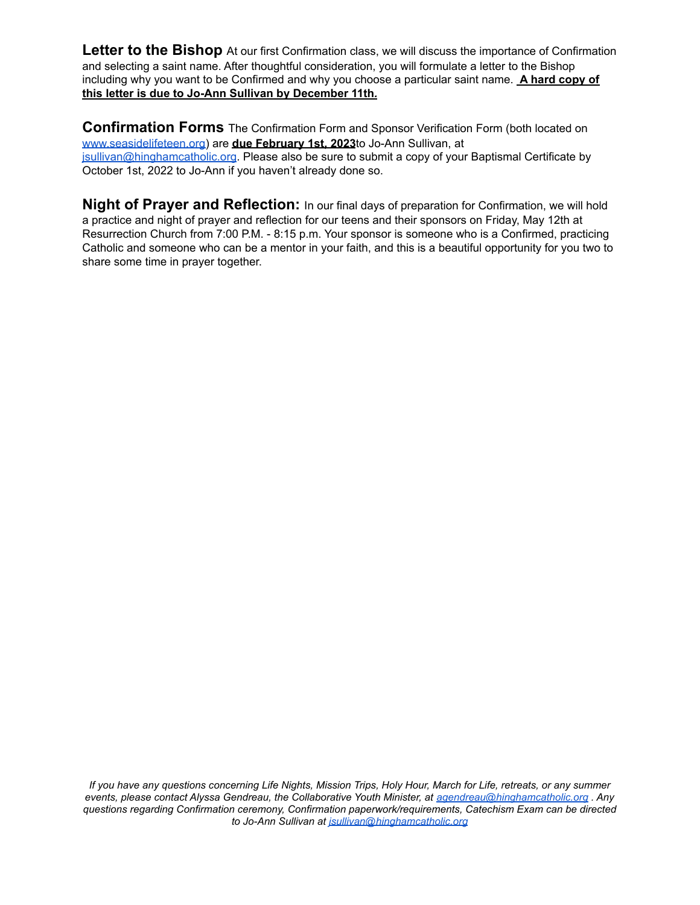**Letter to the Bishop** At our first Confirmation class, we will discuss the importance of Confirmation and selecting a saint name. After thoughtful consideration, you will formulate a letter to the Bishop including why you want to be Confirmed and why you choose a particular saint name. **A hard copy of this letter is due to Jo-Ann Sullivan by December 11th.**

**Confirmation Forms** The Confirmation Form and Sponsor Verification Form (both located on www.seasidelifeteen.org) are **due February 1st, 2023**to Jo-Ann Sullivan, at jsullivan@hinghamcatholic.org. Please also be sure to submit a copy of your Baptismal Certificate by October 1st, 2022 to Jo-Ann if you haven't already done so.

**Night of Prayer and Reflection:** In our final days of preparation for Confirmation, we will hold a practice and night of prayer and reflection for our teens and their sponsors on Friday, May 12th at Resurrection Church from 7:00 P.M. - 8:15 p.m. Your sponsor is someone who is a Confirmed, practicing Catholic and someone who can be a mentor in your faith, and this is a beautiful opportunity for you two to share some time in prayer together.

*If you have any questions concerning Life Nights, Mission Trips, Holy Hour, March for Life, retreats, or any summer events, please contact Alyssa Gendreau, the Collaborative Youth Minister, at agendreau@hinghamcatholic.org . Any questions regarding Confirmation ceremony, Confirmation paperwork/requirements, Catechism Exam can be directed to Jo-Ann Sullivan at jsullivan@hinghamcatholic.org*